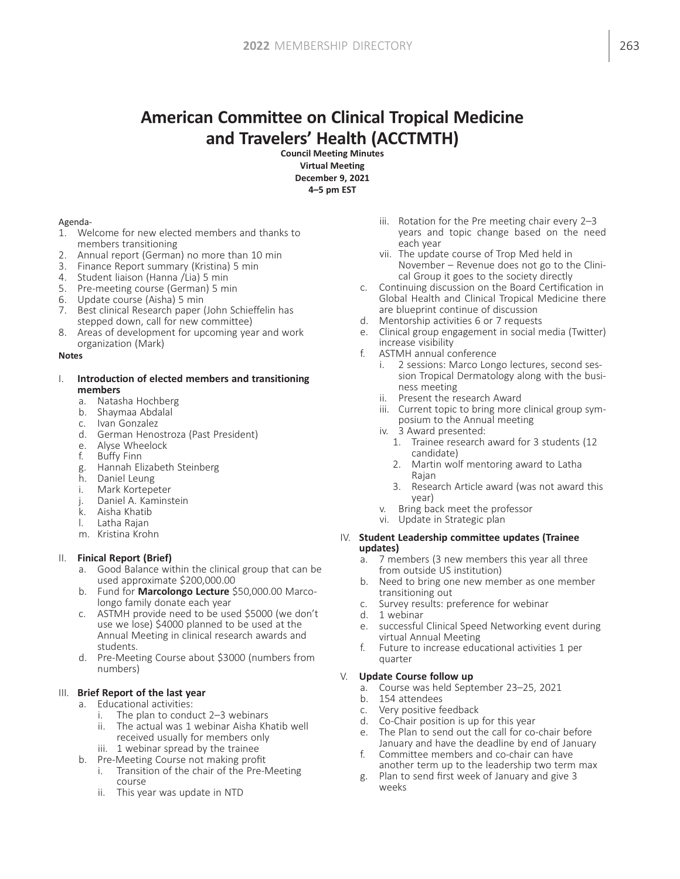# American Committee on Clinical Tropical Medicine and Travelers' Health (ACCTMTH)

**Council Meeting Minutes**
**Virtual Meeting**
**December 9, 2021**
**4–5 pm EST**

Agenda-

1. Welcome for new elected members and thanks to members transitioning
2. Annual report (German) no more than 10 min
3. Finance Report summary (Kristina) 5 min
4. Student liaison (Hanna /Lia) 5 min
5. Pre-meeting course (German) 5 min
6. Update course (Aisha) 5 min
7. Best clinical Research paper (John Schieffelin has stepped down, call for new committee)
8. Areas of development for upcoming year and work organization (Mark)

**Notes**

I. **Introduction of elected members and transitioning members**
   a. Natasha Hochberg
   b. Shaymaa Abdalal
   c. Ivan Gonzalez
   d. German Henostroza (Past President)
   e. Alyse Wheelock
   f. Buffy Finn
   g. Hannah Elizabeth Steinberg
   h. Daniel Leung
   i. Mark Kortepeter
   j. Daniel A. Kaminstein
   k. Aisha Khatib
   l. Latha Rajan
   m. Kristina Krohn

II. **Finical Report (Brief)**
   a. Good Balance within the clinical group that can be used approximate $200,000.00
   b. Fund for **Marcolongo Lecture** $50,000.00 Marcolongo family donate each year
   c. ASTMH provide need to be used $5000 (we don't use we lose) $4000 planned to be used at the Annual Meeting in clinical research awards and students.
   d. Pre-Meeting Course about $3000 (numbers from numbers)

III. **Brief Report of the last year**
   a. Educational activities:
      i. The plan to conduct 2–3 webinars
      ii. The actual was 1 webinar Aisha Khatib well received usually for members only
      iii. 1 webinar spread by the trainee
   b. Pre-Meeting Course not making profit
      i. Transition of the chair of the Pre-Meeting course
      ii. This year was update in NTD
      iii. Rotation for the Pre meeting chair every 2–3 years and topic change based on the need each year
      vii. The update course of Trop Med held in November – Revenue does not go to the Clinical Group it goes to the society directly
   c. Continuing discussion on the Board Certification in Global Health and Clinical Tropical Medicine there are blueprint continue of discussion
   d. Mentorship activities 6 or 7 requests
   e. Clinical group engagement in social media (Twitter) increase visibility
   f. ASTMH annual conference
      i. 2 sessions: Marco Longo lectures, second session Tropical Dermatology along with the business meeting
      ii. Present the research Award
      iii. Current topic to bring more clinical group symposium to the Annual meeting
      iv. 3 Award presented:
         1. Trainee research award for 3 students (12 candidate)
         2. Martin wolf mentoring award to Latha Rajan
         3. Research Article award (was not award this year)
      v. Bring back meet the professor
      vi. Update in Strategic plan

IV. **Student Leadership committee updates (Trainee updates)**
   a. 7 members (3 new members this year all three from outside US institution)
   b. Need to bring one new member as one member transitioning out
   c. Survey results: preference for webinar
   d. 1 webinar
   e. successful Clinical Speed Networking event during virtual Annual Meeting
   f. Future to increase educational activities 1 per quarter

V. **Update Course follow up**
   a. Course was held September 23–25, 2021
   b. 154 attendees
   c. Very positive feedback
   d. Co-Chair position is up for this year
   e. The Plan to send out the call for co-chair before January and have the deadline by end of January
   f. Committee members and co-chair can have another term up to the leadership two term max
   g. Plan to send first week of January and give 3 weeks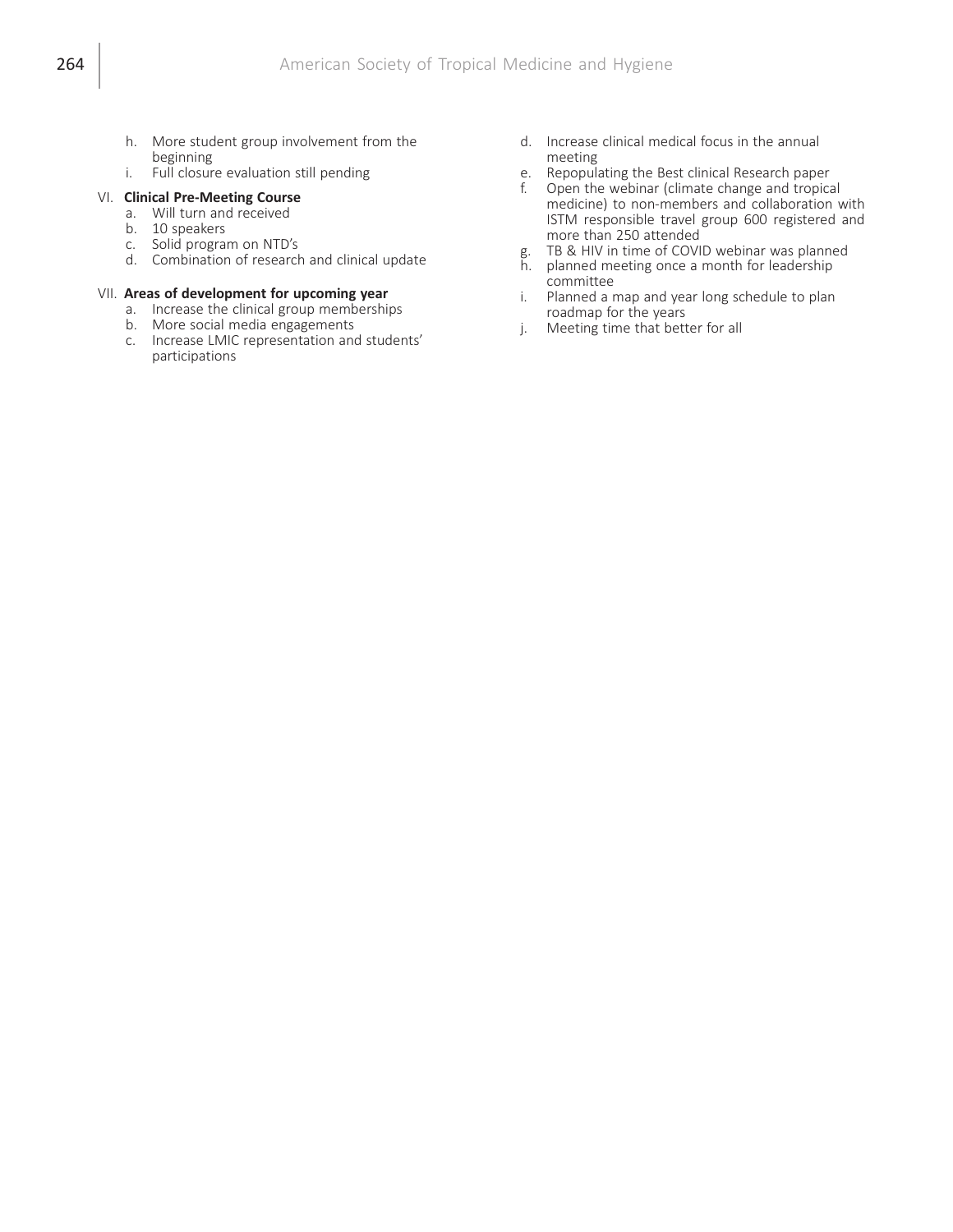h. More student group involvement from the beginning
i. Full closure evaluation still pending

VI. **Clinical Pre-Meeting Course**
   a. Will turn and received
   b. 10 speakers
   c. Solid program on NTD's
   d. Combination of research and clinical update

VII. **Areas of development for upcoming year**
   a. Increase the clinical group memberships
   b. More social media engagements
   c. Increase LMIC representation and students' participations
   d. Increase clinical medical focus in the annual meeting
   e. Repopulating the Best clinical Research paper
   f. Open the webinar (climate change and tropical medicine) to non-members and collaboration with ISTM responsible travel group 600 registered and more than 250 attended
   g. TB & HIV in time of COVID webinar was planned
   h. planned meeting once a month for leadership committee
   i. Planned a map and year long schedule to plan roadmap for the years
   j. Meeting time that better for all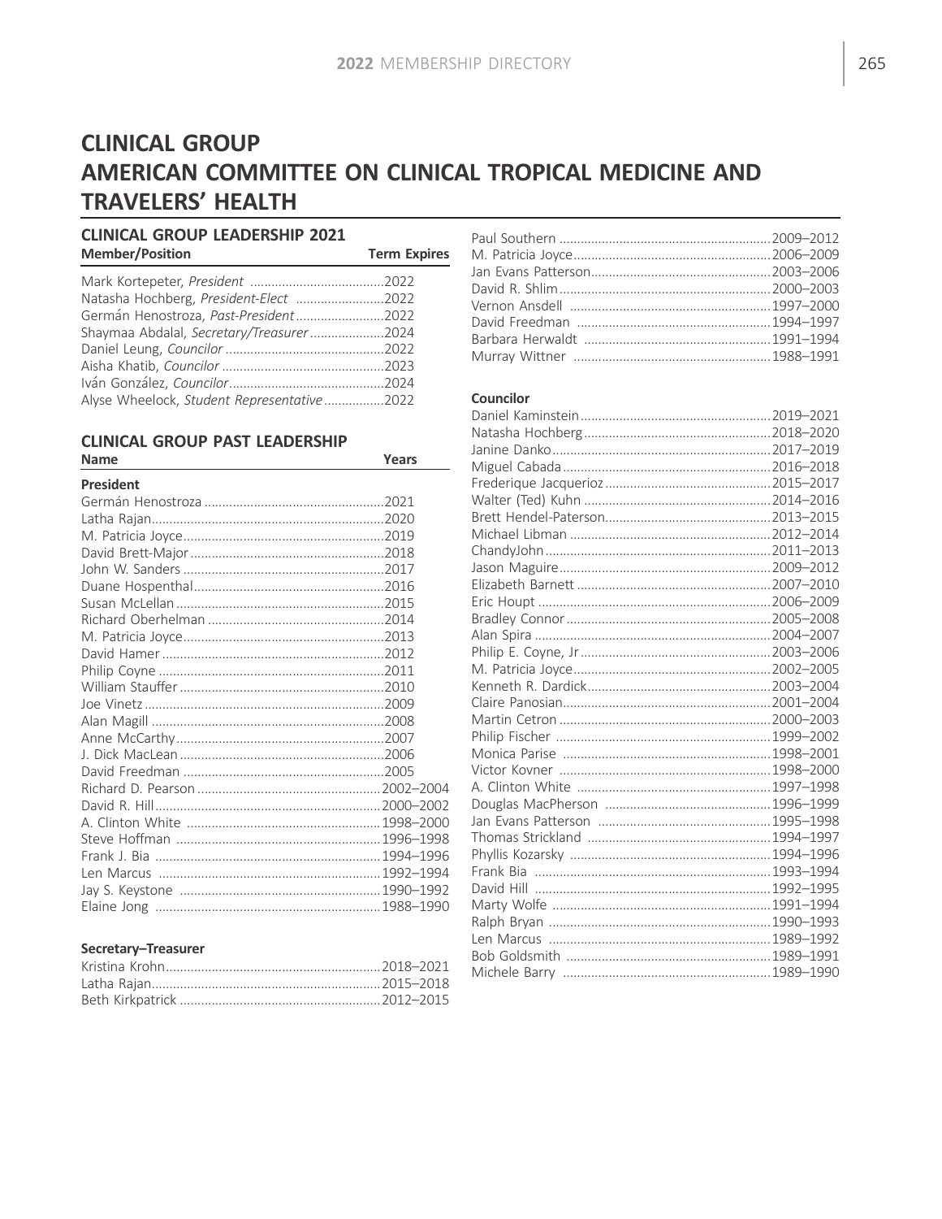# CLINICAL GROUP
# AMERICAN COMMITTEE ON CLINICAL TROPICAL MEDICINE AND TRAVELERS' HEALTH

## CLINICAL GROUP LEADERSHIP 2021

| Member/Position | Term Expires |
|---|---|
| Mark Kortepeter, *President* | 2022 |
| Natasha Hochberg, *President-Elect* | 2022 |
| Germán Henostroza, *Past-President* | 2022 |
| Shaymaa Abdalal, *Secretary/Treasurer* | 2024 |
| Daniel Leung, *Councilor* | 2022 |
| Aisha Khatib, *Councilor* | 2023 |
| Iván González, *Councilor* | 2024 |
| Alyse Wheelock, *Student Representative* | 2022 |

## CLINICAL GROUP PAST LEADERSHIP

| Name | Years |
|---|---|
| **President** | |
| Germán Henostroza | 2021 |
| Latha Rajan | 2020 |
| M. Patricia Joyce | 2019 |
| David Brett-Major | 2018 |
| John W. Sanders | 2017 |
| Duane Hospenthal | 2016 |
| Susan McLellan | 2015 |
| Richard Oberhelman | 2014 |
| M. Patricia Joyce | 2013 |
| David Hamer | 2012 |
| Philip Coyne | 2011 |
| William Stauffer | 2010 |
| Joe Vinetz | 2009 |
| Alan Magill | 2008 |
| Anne McCarthy | 2007 |
| J. Dick MacLean | 2006 |
| David Freedman | 2005 |
| Richard D. Pearson | 2002–2004 |
| David R. Hill | 2000–2002 |
| A. Clinton White | 1998–2000 |
| Steve Hoffman | 1996–1998 |
| Frank J. Bia | 1994–1996 |
| Len Marcus | 1992–1994 |
| Jay S. Keystone | 1990–1992 |
| Elaine Jong | 1988–1990 |
| **Secretary–Treasurer** | |
| Kristina Krohn | 2018–2021 |
| Latha Rajan | 2015–2018 |
| Beth Kirkpatrick | 2012–2015 |
| Paul Southern | 2009–2012 |
| M. Patricia Joyce | 2006–2009 |
| Jan Evans Patterson | 2003–2006 |
| David R. Shlim | 2000–2003 |
| Vernon Ansdell | 1997–2000 |
| David Freedman | 1994–1997 |
| Barbara Herwaldt | 1991–1994 |
| Murray Wittner | 1988–1991 |
| **Councilor** | |
| Daniel Kaminstein | 2019–2021 |
| Natasha Hochberg | 2018–2020 |
| Janine Danko | 2017–2019 |
| Miguel Cabada | 2016–2018 |
| Frederique Jacquerioz | 2015–2017 |
| Walter (Ted) Kuhn | 2014–2016 |
| Brett Hendel-Paterson | 2013–2015 |
| Michael Libman | 2012–2014 |
| ChandyJohn | 2011–2013 |
| Jason Maguire | 2009–2012 |
| Elizabeth Barnett | 2007–2010 |
| Eric Houpt | 2006–2009 |
| Bradley Connor | 2005–2008 |
| Alan Spira | 2004–2007 |
| Philip E. Coyne, Jr | 2003–2006 |
| M. Patricia Joyce | 2002–2005 |
| Kenneth R. Dardick | 2003–2004 |
| Claire Panosian | 2001–2004 |
| Martin Cetron | 2000–2003 |
| Philip Fischer | 1999–2002 |
| Monica Parise | 1998–2001 |
| Victor Kovner | 1998–2000 |
| A. Clinton White | 1997–1998 |
| Douglas MacPherson | 1996–1999 |
| Jan Evans Patterson | 1995–1998 |
| Thomas Strickland | 1994–1997 |
| Phyllis Kozarsky | 1994–1996 |
| Frank Bia | 1993–1994 |
| David Hill | 1992–1995 |
| Marty Wolfe | 1991–1994 |
| Ralph Bryan | 1990–1993 |
| Len Marcus | 1989–1992 |
| Bob Goldsmith | 1989–1991 |
| Michele Barry | 1989–1990 |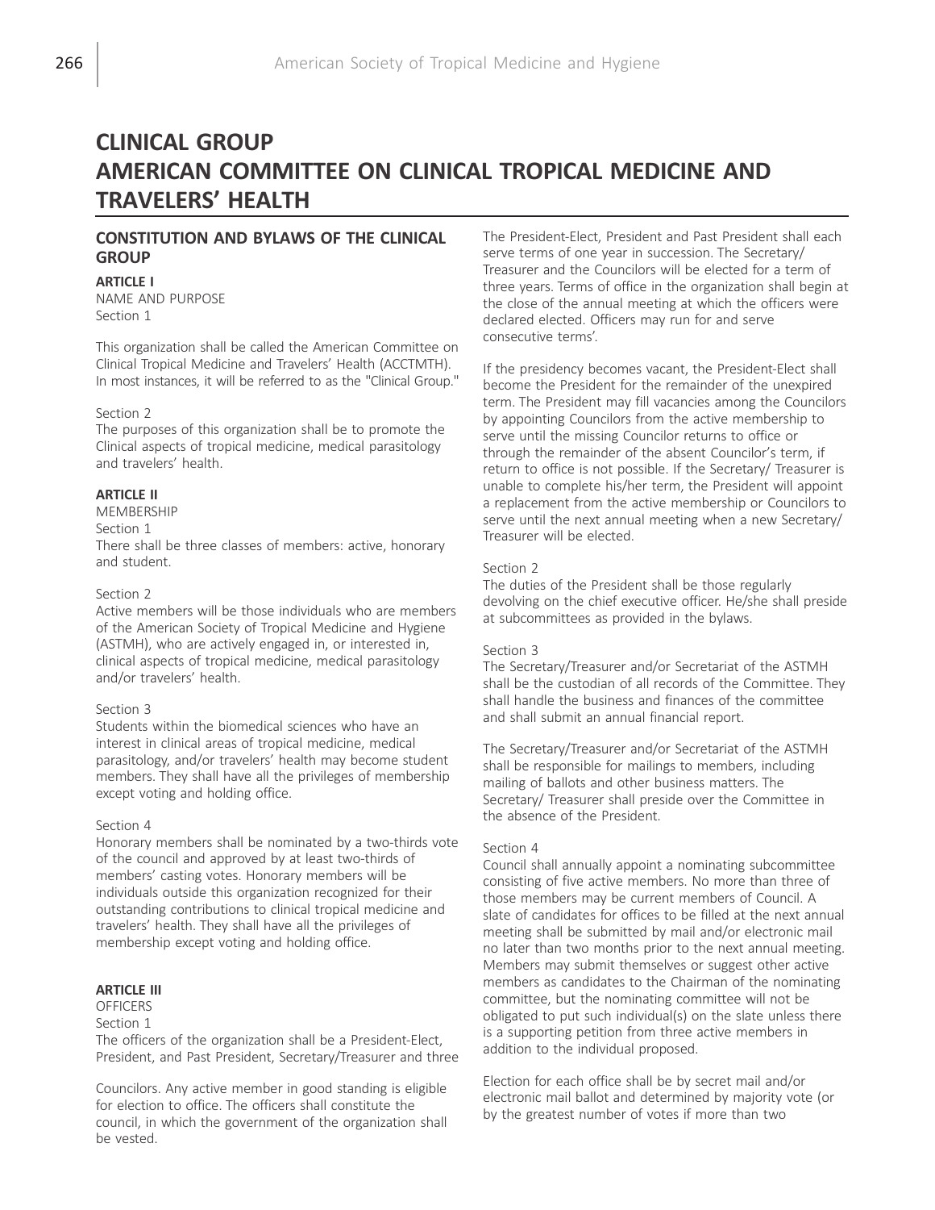# CLINICAL GROUP
# AMERICAN COMMITTEE ON CLINICAL TROPICAL MEDICINE AND TRAVELERS' HEALTH

## CONSTITUTION AND BYLAWS OF THE CLINICAL GROUP

**ARTICLE I**

NAME AND PURPOSE

Section 1

This organization shall be called the American Committee on Clinical Tropical Medicine and Travelers' Health (ACCTMTH). In most instances, it will be referred to as the "Clinical Group."

Section 2

The purposes of this organization shall be to promote the Clinical aspects of tropical medicine, medical parasitology and travelers' health.

**ARTICLE II**

MEMBERSHIP

Section 1

There shall be three classes of members: active, honorary and student.

Section 2

Active members will be those individuals who are members of the American Society of Tropical Medicine and Hygiene (ASTMH), who are actively engaged in, or interested in, clinical aspects of tropical medicine, medical parasitology and/or travelers' health.

Section 3

Students within the biomedical sciences who have an interest in clinical areas of tropical medicine, medical parasitology, and/or travelers' health may become student members. They shall have all the privileges of membership except voting and holding office.

Section 4

Honorary members shall be nominated by a two-thirds vote of the council and approved by at least two-thirds of members' casting votes. Honorary members will be individuals outside this organization recognized for their outstanding contributions to clinical tropical medicine and travelers' health. They shall have all the privileges of membership except voting and holding office.

**ARTICLE III**

OFFICERS

Section 1

The officers of the organization shall be a President-Elect, President, and Past President, Secretary/Treasurer and three Councilors. Any active member in good standing is eligible for election to office. The officers shall constitute the council, in which the government of the organization shall be vested.

The President-Elect, President and Past President shall each serve terms of one year in succession. The Secretary/ Treasurer and the Councilors will be elected for a term of three years. Terms of office in the organization shall begin at the close of the annual meeting at which the officers were declared elected. Officers may run for and serve consecutive terms'.

If the presidency becomes vacant, the President-Elect shall become the President for the remainder of the unexpired term. The President may fill vacancies among the Councilors by appointing Councilors from the active membership to serve until the missing Councilor returns to office or through the remainder of the absent Councilor's term, if return to office is not possible. If the Secretary/ Treasurer is unable to complete his/her term, the President will appoint a replacement from the active membership or Councilors to serve until the next annual meeting when a new Secretary/ Treasurer will be elected.

Section 2

The duties of the President shall be those regularly devolving on the chief executive officer. He/she shall preside at subcommittees as provided in the bylaws.

Section 3

The Secretary/Treasurer and/or Secretariat of the ASTMH shall be the custodian of all records of the Committee. They shall handle the business and finances of the committee and shall submit an annual financial report.

The Secretary/Treasurer and/or Secretariat of the ASTMH shall be responsible for mailings to members, including mailing of ballots and other business matters. The Secretary/ Treasurer shall preside over the Committee in the absence of the President.

Section 4

Council shall annually appoint a nominating subcommittee consisting of five active members. No more than three of those members may be current members of Council. A slate of candidates for offices to be filled at the next annual meeting shall be submitted by mail and/or electronic mail no later than two months prior to the next annual meeting. Members may submit themselves or suggest other active members as candidates to the Chairman of the nominating committee, but the nominating committee will not be obligated to put such individual(s) on the slate unless there is a supporting petition from three active members in addition to the individual proposed.

Election for each office shall be by secret mail and/or electronic mail ballot and determined by majority vote (or by the greatest number of votes if more than two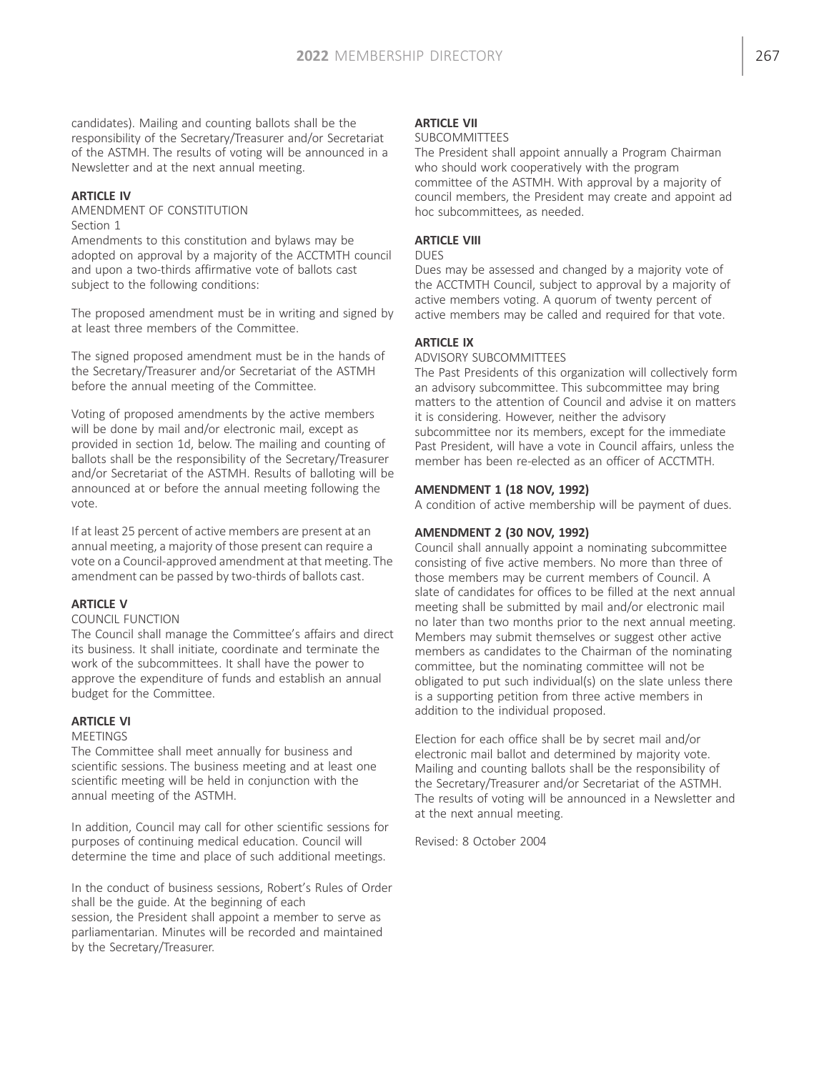candidates). Mailing and counting ballots shall be the responsibility of the Secretary/Treasurer and/or Secretariat of the ASTMH. The results of voting will be announced in a Newsletter and at the next annual meeting.

**ARTICLE IV**

AMENDMENT OF CONSTITUTION

Section 1

Amendments to this constitution and bylaws may be adopted on approval by a majority of the ACCTMTH council and upon a two-thirds affirmative vote of ballots cast subject to the following conditions:

The proposed amendment must be in writing and signed by at least three members of the Committee.

The signed proposed amendment must be in the hands of the Secretary/Treasurer and/or Secretariat of the ASTMH before the annual meeting of the Committee.

Voting of proposed amendments by the active members will be done by mail and/or electronic mail, except as provided in section 1d, below. The mailing and counting of ballots shall be the responsibility of the Secretary/Treasurer and/or Secretariat of the ASTMH. Results of balloting will be announced at or before the annual meeting following the vote.

If at least 25 percent of active members are present at an annual meeting, a majority of those present can require a vote on a Council-approved amendment at that meeting. The amendment can be passed by two-thirds of ballots cast.

**ARTICLE V**

COUNCIL FUNCTION

The Council shall manage the Committee's affairs and direct its business. It shall initiate, coordinate and terminate the work of the subcommittees. It shall have the power to approve the expenditure of funds and establish an annual budget for the Committee.

**ARTICLE VI**

MEETINGS

The Committee shall meet annually for business and scientific sessions. The business meeting and at least one scientific meeting will be held in conjunction with the annual meeting of the ASTMH.

In addition, Council may call for other scientific sessions for purposes of continuing medical education. Council will determine the time and place of such additional meetings.

In the conduct of business sessions, Robert's Rules of Order shall be the guide. At the beginning of each session, the President shall appoint a member to serve as parliamentarian. Minutes will be recorded and maintained by the Secretary/Treasurer.

**ARTICLE VII**

SUBCOMMITTEES

The President shall appoint annually a Program Chairman who should work cooperatively with the program committee of the ASTMH. With approval by a majority of council members, the President may create and appoint ad hoc subcommittees, as needed.

**ARTICLE VIII**

DUES

Dues may be assessed and changed by a majority vote of the ACCTMTH Council, subject to approval by a majority of active members voting. A quorum of twenty percent of active members may be called and required for that vote.

**ARTICLE IX**

ADVISORY SUBCOMMITTEES

The Past Presidents of this organization will collectively form an advisory subcommittee. This subcommittee may bring matters to the attention of Council and advise it on matters it is considering. However, neither the advisory subcommittee nor its members, except for the immediate Past President, will have a vote in Council affairs, unless the member has been re-elected as an officer of ACCTMTH.

**AMENDMENT 1 (18 NOV, 1992)**

A condition of active membership will be payment of dues.

**AMENDMENT 2 (30 NOV, 1992)**

Council shall annually appoint a nominating subcommittee consisting of five active members. No more than three of those members may be current members of Council. A slate of candidates for offices to be filled at the next annual meeting shall be submitted by mail and/or electronic mail no later than two months prior to the next annual meeting. Members may submit themselves or suggest other active members as candidates to the Chairman of the nominating committee, but the nominating committee will not be obligated to put such individual(s) on the slate unless there is a supporting petition from three active members in addition to the individual proposed.

Election for each office shall be by secret mail and/or electronic mail ballot and determined by majority vote. Mailing and counting ballots shall be the responsibility of the Secretary/Treasurer and/or Secretariat of the ASTMH. The results of voting will be announced in a Newsletter and at the next annual meeting.

Revised: 8 October 2004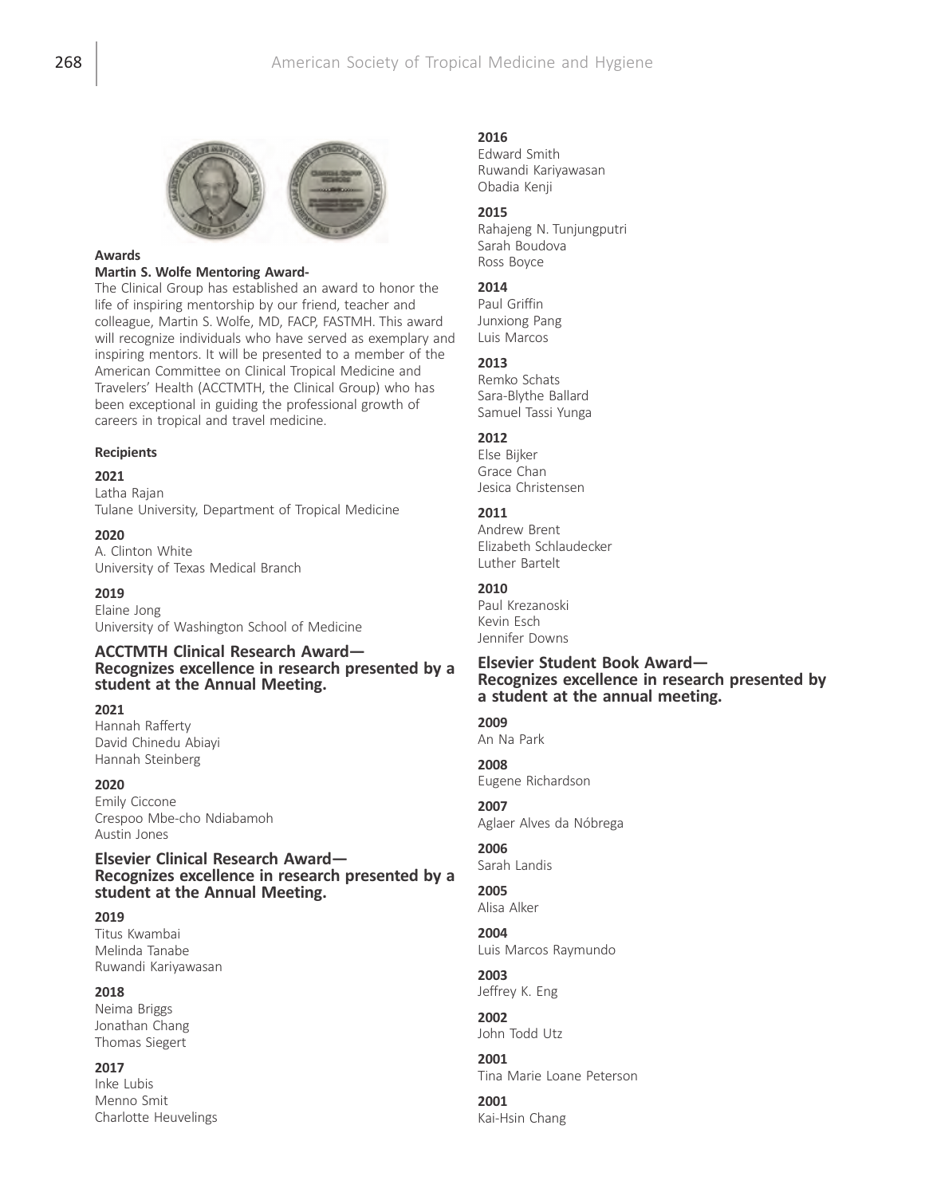### Awards

#### Martin S. Wolfe Mentoring Award-

The Clinical Group has established an award to honor the life of inspiring mentorship by our friend, teacher and colleague, Martin S. Wolfe, MD, FACP, FASTMH. This award will recognize individuals who have served as exemplary and inspiring mentors. It will be presented to a member of the American Committee on Clinical Tropical Medicine and Travelers' Health (ACCTMTH, the Clinical Group) who has been exceptional in guiding the professional growth of careers in tropical and travel medicine.

**Recipients**

**2021**
Latha Rajan
Tulane University, Department of Tropical Medicine

**2020**
A. Clinton White
University of Texas Medical Branch

**2019**
Elaine Jong
University of Washington School of Medicine

### ACCTMTH Clinical Research Award— Recognizes excellence in research presented by a student at the Annual Meeting.

**2021**
Hannah Rafferty
David Chinedu Abiayi
Hannah Steinberg

**2020**
Emily Ciccone
Crespoo Mbe-cho Ndiabamoh
Austin Jones

### Elsevier Clinical Research Award— Recognizes excellence in research presented by a student at the Annual Meeting.

**2019**
Titus Kwambai
Melinda Tanabe
Ruwandi Kariyawasan

**2018**
Neima Briggs
Jonathan Chang
Thomas Siegert

**2017**
Inke Lubis
Menno Smit
Charlotte Heuvelings

**2016**
Edward Smith
Ruwandi Kariyawasan
Obadia Kenji

**2015**
Rahajeng N. Tunjungputri
Sarah Boudova
Ross Boyce

**2014**
Paul Griffin
Junxiong Pang
Luis Marcos

**2013**
Remko Schats
Sara-Blythe Ballard
Samuel Tassi Yunga

**2012**
Else Bijker
Grace Chan
Jesica Christensen

**2011**
Andrew Brent
Elizabeth Schlaudecker
Luther Bartelt

**2010**
Paul Krezanoski
Kevin Esch
Jennifer Downs

### Elsevier Student Book Award— Recognizes excellence in research presented by a student at the annual meeting.

**2009**
An Na Park

**2008**
Eugene Richardson

**2007**
Aglaer Alves da Nóbrega

**2006**
Sarah Landis

**2005**
Alisa Alker

**2004**
Luis Marcos Raymundo

**2003**
Jeffrey K. Eng

**2002**
John Todd Utz

**2001**
Tina Marie Loane Peterson

**2001**
Kai-Hsin Chang